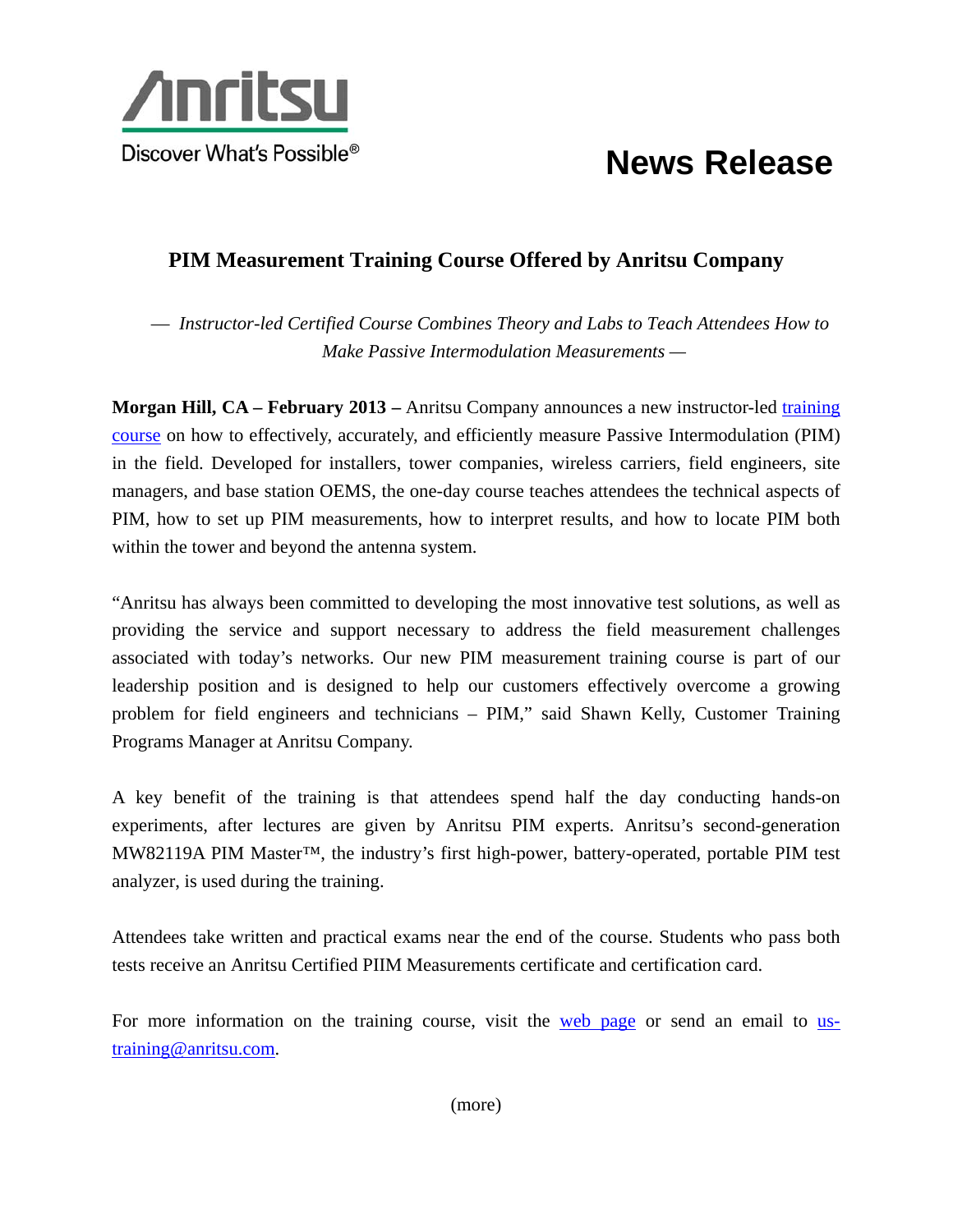Anritsu

Discover What's Possible®

# News Release

## PIM Measurement Training Course Offered by Anritsu Company

*— Instructor-led Certified Course Combines Theory and Labs to Teach Attendees How to Make Passive Intermodulation Measurements —*

**Morgan Hill, CA – February 2013 –** Anritsu Company announces a new instructor-led training course on how to effectively, accurately, and efficiently measure Passive Intermodulation (PIM) in the field. Developed for installers, tower companies, wireless carriers, field engineers, site managers, and base station OEMS, the one-day course teaches attendees the technical aspects of PIM, how to set up PIM measurements, how to interpret results, and how to locate PIM both within the tower and beyond the antenna system.

"Anritsu has always been committed to developing the most innovative test solutions, as well as providing the service and support necessary to address the field measurement challenges associated with today's networks. Our new PIM measurement training course is part of our leadership position and is designed to help our customers effectively overcome a growing problem for field engineers and technicians – PIM," said Shawn Kelly, Customer Training Programs Manager at Anritsu Company.

A key benefit of the training is that attendees spend half the day conducting hands-on experiments, after lectures are given by Anritsu PIM experts. Anritsu's second-generation MW82119A PIM Master™, the industry's first high-power, battery-operated, portable PIM test analyzer, is used during the training.

Attendees take written and practical exams near the end of the course. Students who pass both tests receive an Anritsu Certified PIIM Measurements certificate and certification card.

For more information on the training course, visit the web page or send an email to us-training@anritsu.com.

(more)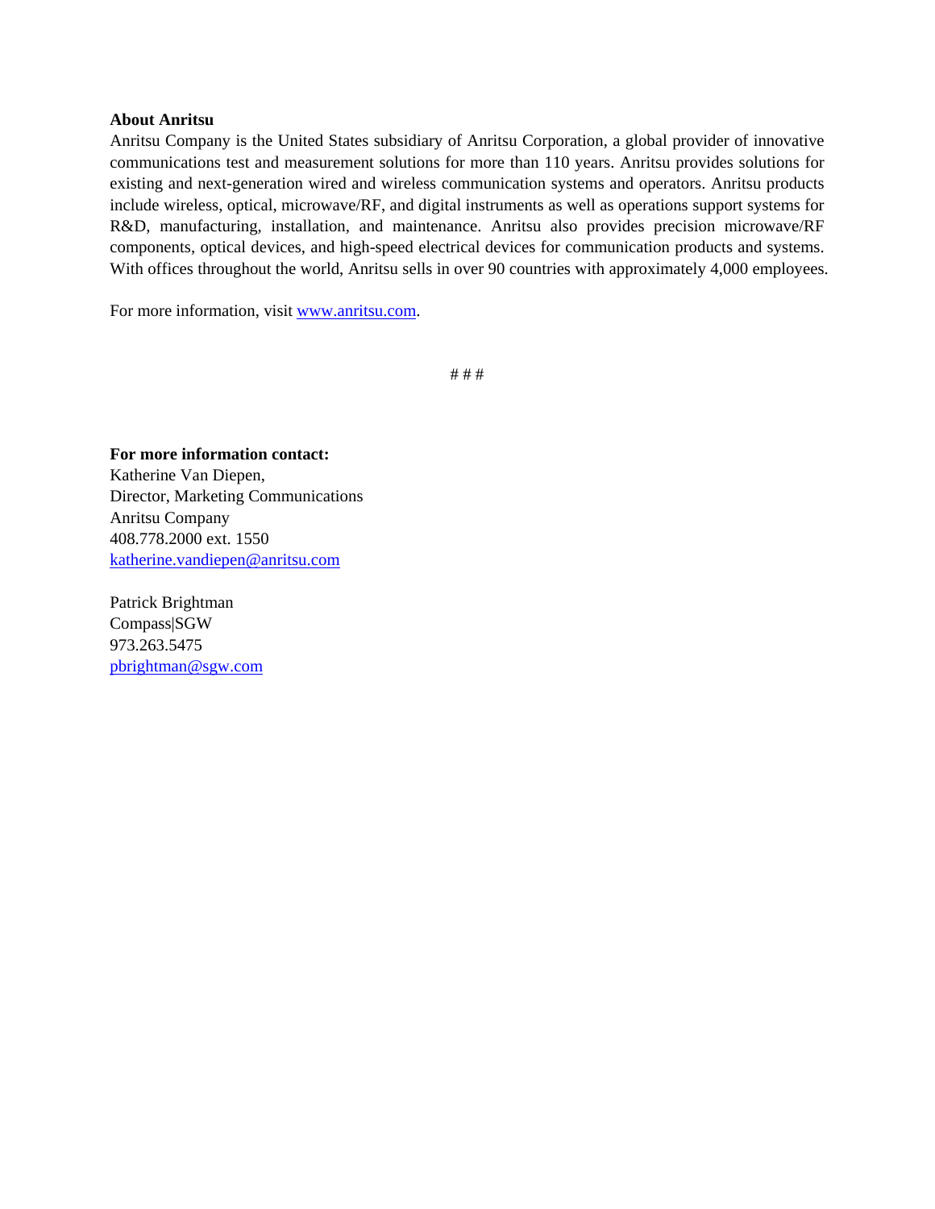**About Anritsu**

Anritsu Company is the United States subsidiary of Anritsu Corporation, a global provider of innovative communications test and measurement solutions for more than 110 years. Anritsu provides solutions for existing and next-generation wired and wireless communication systems and operators. Anritsu products include wireless, optical, microwave/RF, and digital instruments as well as operations support systems for R&D, manufacturing, installation, and maintenance. Anritsu also provides precision microwave/RF components, optical devices, and high-speed electrical devices for communication products and systems. With offices throughout the world, Anritsu sells in over 90 countries with approximately 4,000 employees.

For more information, visit www.anritsu.com.

# # #

**For more information contact:**

Katherine Van Diepen,
Director, Marketing Communications
Anritsu Company
408.778.2000 ext. 1550
katherine.vandiepen@anritsu.com

Patrick Brightman
Compass|SGW
973.263.5475
pbrightman@sgw.com